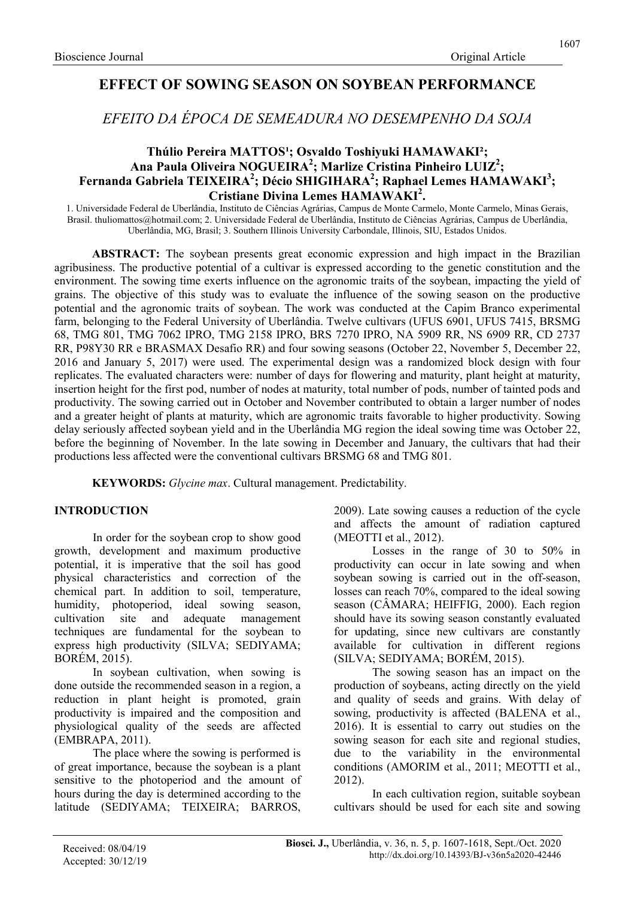# EFFECT OF SOWING SEASON ON SOYBEAN PERFORMANCE

## *EFEITO DA ÉPOCA DE SEMEADURA NO DESEMPENHO DA SOJA*

**Thúlio Pereira MATTOS[1]; Osvaldo Toshiyuki HAMAWAKI[2]; Ana Paula Oliveira NOGUEIRA[2]; Marlize Cristina Pinheiro LUIZ[2]; Fernanda Gabriela TEIXEIRA[2]; Décio SHIGIHARA[2]; Raphael Lemes HAMAWAKI[3]; Cristiane Divina Lemes HAMAWAKI[2].**

1. Universidade Federal de Uberlândia, Instituto de Ciências Agrárias, Campus de Monte Carmelo, Monte Carmelo, Minas Gerais, Brasil. thuliomattos@hotmail.com; 2. Universidade Federal de Uberlândia, Instituto de Ciências Agrárias, Campus de Uberlândia, Uberlândia, MG, Brasil; 3. Southern Illinois University Carbondale, Illinois, SIU, Estados Unidos.

**ABSTRACT:** The soybean presents great economic expression and high impact in the Brazilian agribusiness. The productive potential of a cultivar is expressed according to the genetic constitution and the environment. The sowing time exerts influence on the agronomic traits of the soybean, impacting the yield of grains. The objective of this study was to evaluate the influence of the sowing season on the productive potential and the agronomic traits of soybean. The work was conducted at the Capim Branco experimental farm, belonging to the Federal University of Uberlândia. Twelve cultivars (UFUS 6901, UFUS 7415, BRSMG 68, TMG 801, TMG 7062 IPRO, TMG 2158 IPRO, BRS 7270 IPRO, NA 5909 RR, NS 6909 RR, CD 2737 RR, P98Y30 RR e BRASMAX Desafio RR) and four sowing seasons (October 22, November 5, December 22, 2016 and January 5, 2017) were used. The experimental design was a randomized block design with four replicates. The evaluated characters were: number of days for flowering and maturity, plant height at maturity, insertion height for the first pod, number of nodes at maturity, total number of pods, number of tainted pods and productivity. The sowing carried out in October and November contributed to obtain a larger number of nodes and a greater height of plants at maturity, which are agronomic traits favorable to higher productivity. Sowing delay seriously affected soybean yield and in the Uberlândia MG region the ideal sowing time was October 22, before the beginning of November. In the late sowing in December and January, the cultivars that had their productions less affected were the conventional cultivars BRSMG 68 and TMG 801.

**KEYWORDS:** *Glycine max*. Cultural management. Predictability.

## INTRODUCTION

In order for the soybean crop to show good growth, development and maximum productive potential, it is imperative that the soil has good physical characteristics and correction of the chemical part. In addition to soil, temperature, humidity, photoperiod, ideal sowing season, cultivation site and adequate management techniques are fundamental for the soybean to express high productivity (SILVA; SEDIYAMA; BORÉM, 2015).

In soybean cultivation, when sowing is done outside the recommended season in a region, a reduction in plant height is promoted, grain productivity is impaired and the composition and physiological quality of the seeds are affected (EMBRAPA, 2011).

The place where the sowing is performed is of great importance, because the soybean is a plant sensitive to the photoperiod and the amount of hours during the day is determined according to the latitude (SEDIYAMA; TEIXEIRA; BARROS, 2009). Late sowing causes a reduction of the cycle and affects the amount of radiation captured (MEOTTI et al., 2012).

Losses in the range of 30 to 50% in productivity can occur in late sowing and when soybean sowing is carried out in the off-season, losses can reach 70%, compared to the ideal sowing season (CÂMARA; HEIFFIG, 2000). Each region should have its sowing season constantly evaluated for updating, since new cultivars are constantly available for cultivation in different regions (SILVA; SEDIYAMA; BORÉM, 2015).

The sowing season has an impact on the production of soybeans, acting directly on the yield and quality of seeds and grains. With delay of sowing, productivity is affected (BALENA et al., 2016). It is essential to carry out studies on the sowing season for each site and regional studies, due to the variability in the environmental conditions (AMORIM et al., 2011; MEOTTI et al., 2012).

In each cultivation region, suitable soybean cultivars should be used for each site and sowing

Received: 08/04/19
Accepted: 30/12/19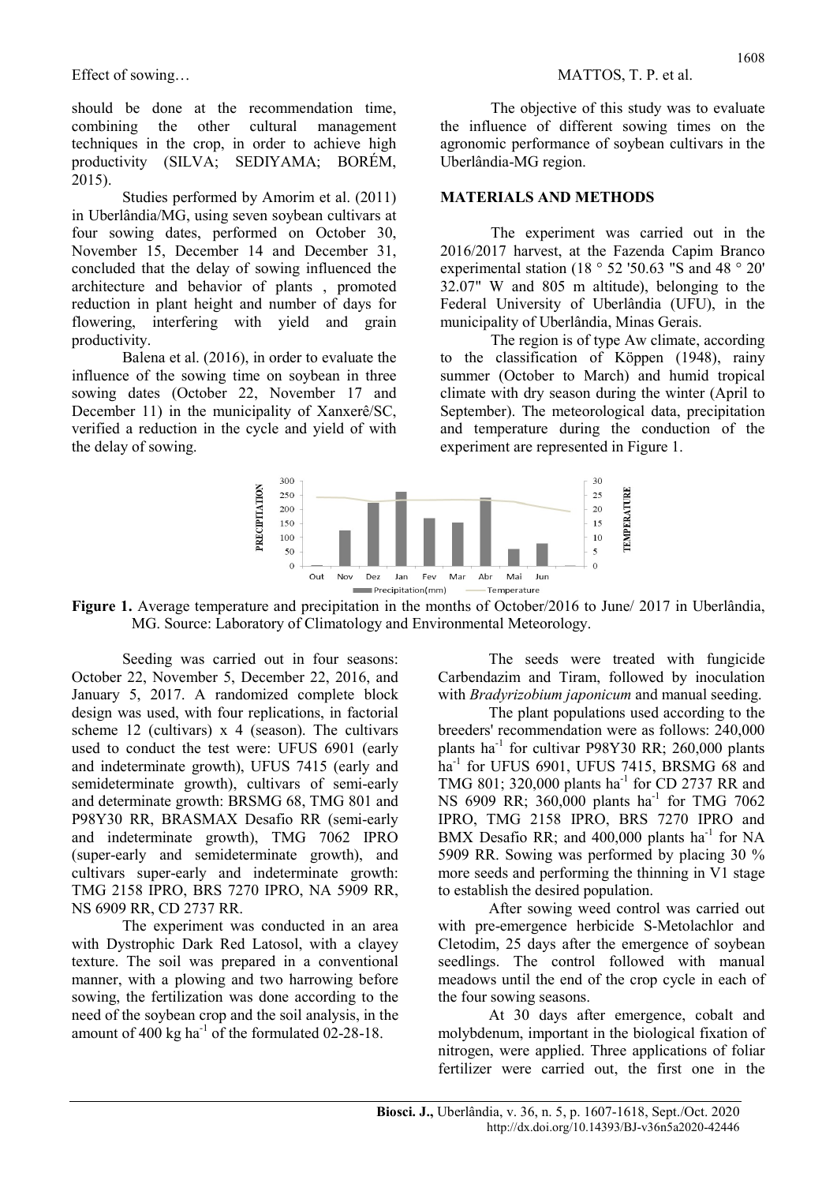should be done at the recommendation time, combining the other cultural management techniques in the crop, in order to achieve high productivity (SILVA; SEDIYAMA; BORÉM, 2015).

Studies performed by Amorim et al. (2011) in Uberlândia/MG, using seven soybean cultivars at four sowing dates, performed on October 30, November 15, December 14 and December 31, concluded that the delay of sowing influenced the architecture and behavior of plants , promoted reduction in plant height and number of days for flowering, interfering with yield and grain productivity.

Balena et al. (2016), in order to evaluate the influence of the sowing time on soybean in three sowing dates (October 22, November 17 and December 11) in the municipality of Xanxerê/SC, verified a reduction in the cycle and yield of with the delay of sowing.

The objective of this study was to evaluate the influence of different sowing times on the agronomic performance of soybean cultivars in the Uberlândia-MG region.

## MATERIALS AND METHODS

The experiment was carried out in the 2016/2017 harvest, at the Fazenda Capim Branco experimental station (18 ° 52 '50.63 "S and 48 ° 20' 32.07" W and 805 m altitude), belonging to the Federal University of Uberlândia (UFU), in the municipality of Uberlândia, Minas Gerais.

The region is of type Aw climate, according to the classification of Köppen (1948), rainy summer (October to March) and humid tropical climate with dry season during the winter (April to September). The meteorological data, precipitation and temperature during the conduction of the experiment are represented in Figure 1.

**Figure 1.** Average temperature and precipitation in the months of October/2016 to June/ 2017 in Uberlândia, MG. Source: Laboratory of Climatology and Environmental Meteorology.

Seeding was carried out in four seasons: October 22, November 5, December 22, 2016, and January 5, 2017. A randomized complete block design was used, with four replications, in factorial scheme 12 (cultivars) x 4 (season). The cultivars used to conduct the test were: UFUS 6901 (early and indeterminate growth), UFUS 7415 (early and semideterminate growth), cultivars of semi-early and determinate growth: BRSMG 68, TMG 801 and P98Y30 RR, BRASMAX Desafio RR (semi-early and indeterminate growth), TMG 7062 IPRO (super-early and semideterminate growth), and cultivars super-early and indeterminate growth: TMG 2158 IPRO, BRS 7270 IPRO, NA 5909 RR, NS 6909 RR, CD 2737 RR.

The experiment was conducted in an area with Dystrophic Dark Red Latosol, with a clayey texture. The soil was prepared in a conventional manner, with a plowing and two harrowing before sowing, the fertilization was done according to the need of the soybean crop and the soil analysis, in the amount of 400 kg ha$^{-1}$ of the formulated 02-28-18.

The seeds were treated with fungicide Carbendazim and Tiram, followed by inoculation with *Bradyrizobium japonicum* and manual seeding.

The plant populations used according to the breeders' recommendation were as follows: 240,000 plants ha$^{-1}$ for cultivar P98Y30 RR; 260,000 plants ha$^{-1}$ for UFUS 6901, UFUS 7415, BRSMG 68 and TMG 801; 320,000 plants ha$^{-1}$ for CD 2737 RR and NS 6909 RR; 360,000 plants ha$^{-1}$ for TMG 7062 IPRO, TMG 2158 IPRO, BRS 7270 IPRO and BMX Desafio RR; and 400,000 plants ha$^{-1}$ for NA 5909 RR. Sowing was performed by placing 30 % more seeds and performing the thinning in V1 stage to establish the desired population.

After sowing weed control was carried out with pre-emergence herbicide S-Metolachlor and Cletodim, 25 days after the emergence of soybean seedlings. The control followed with manual meadows until the end of the crop cycle in each of the four sowing seasons.

At 30 days after emergence, cobalt and molybdenum, important in the biological fixation of nitrogen, were applied. Three applications of foliar fertilizer were carried out, the first one in the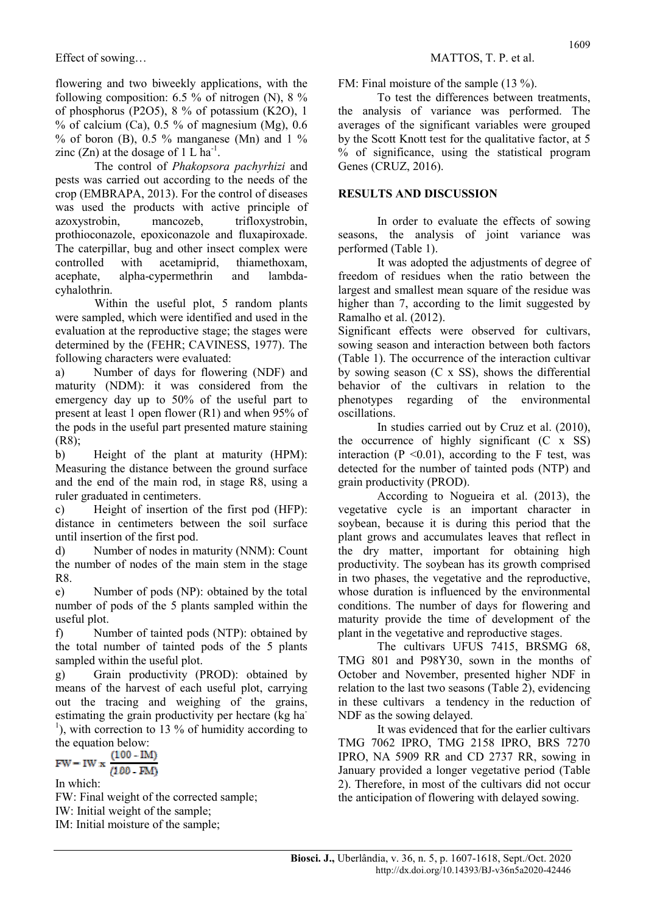flowering and two biweekly applications, with the following composition: 6.5 % of nitrogen (N), 8 % of phosphorus ($P_2O_5$), 8 % of potassium ($K_2O$), 1 % of calcium (Ca), 0.5 % of magnesium (Mg), 0.6 % of boron (B), 0.5 % manganese (Mn) and 1 % zinc (Zn) at the dosage of 1 L $ha^{-1}$.

The control of *Phakopsora pachyrhizi* and pests was carried out according to the needs of the crop (EMBRAPA, 2013). For the control of diseases was used the products with active principle of azoxystrobin, mancozeb, trifloxystrobin, prothioconazole, epoxiconazole and fluxapiroxade. The caterpillar, bug and other insect complex were controlled with acetamiprid, thiamethoxam, acephate, alpha-cypermethrin and lambda-cyhalothrin.

Within the useful plot, 5 random plants were sampled, which were identified and used in the evaluation at the reproductive stage; the stages were determined by the (FEHR; CAVINESS, 1977). The following characters were evaluated:

a) Number of days for flowering (NDF) and maturity (NDM): it was considered from the emergency day up to 50% of the useful part to present at least 1 open flower (R1) and when 95% of the pods in the useful part presented mature staining (R8);

b) Height of the plant at maturity (HPM): Measuring the distance between the ground surface and the end of the main rod, in stage R8, using a ruler graduated in centimeters.

c) Height of insertion of the first pod (HFP): distance in centimeters between the soil surface until insertion of the first pod.

d) Number of nodes in maturity (NNM): Count the number of nodes of the main stem in the stage R8.

e) Number of pods (NP): obtained by the total number of pods of the 5 plants sampled within the useful plot.

f) Number of tainted pods (NTP): obtained by the total number of tainted pods of the 5 plants sampled within the useful plot.

g) Grain productivity (PROD): obtained by means of the harvest of each useful plot, carrying out the tracing and weighing of the grains, estimating the grain productivity per hectare (kg $ha^{-1}$), with correction to 13 % of humidity according to the equation below:

$$FW = IW \times \frac{(100 - IM)}{(100 - FM)}$$

In which:

FW: Final weight of the corrected sample;

IW: Initial weight of the sample;

IM: Initial moisture of the sample;

FM: Final moisture of the sample (13 %).

To test the differences between treatments, the analysis of variance was performed. The averages of the significant variables were grouped by the Scott Knott test for the qualitative factor, at 5 % of significance, using the statistical program Genes (CRUZ, 2016).

## RESULTS AND DISCUSSION

In order to evaluate the effects of sowing seasons, the analysis of joint variance was performed (Table 1).

It was adopted the adjustments of degree of freedom of residues when the ratio between the largest and smallest mean square of the residue was higher than 7, according to the limit suggested by Ramalho et al. (2012).

Significant effects were observed for cultivars, sowing season and interaction between both factors (Table 1). The occurrence of the interaction cultivar by sowing season (C x SS), shows the differential behavior of the cultivars in relation to the phenotypes regarding of the environmental oscillations.

In studies carried out by Cruz et al. (2010), the occurrence of highly significant (C x SS) interaction ($P < 0.01$), according to the F test, was detected for the number of tainted pods (NTP) and grain productivity (PROD).

According to Nogueira et al. (2013), the vegetative cycle is an important character in soybean, because it is during this period that the plant grows and accumulates leaves that reflect in the dry matter, important for obtaining high productivity. The soybean has its growth comprised in two phases, the vegetative and the reproductive, whose duration is influenced by the environmental conditions. The number of days for flowering and maturity provide the time of development of the plant in the vegetative and reproductive stages.

The cultivars UFUS 7415, BRSMG 68, TMG 801 and P98Y30, sown in the months of October and November, presented higher NDF in relation to the last two seasons (Table 2), evidencing in these cultivars a tendency in the reduction of NDF as the sowing delayed.

It was evidenced that for the earlier cultivars TMG 7062 IPRO, TMG 2158 IPRO, BRS 7270 IPRO, NA 5909 RR and CD 2737 RR, sowing in January provided a longer vegetative period (Table 2). Therefore, in most of the cultivars did not occur the anticipation of flowering with delayed sowing.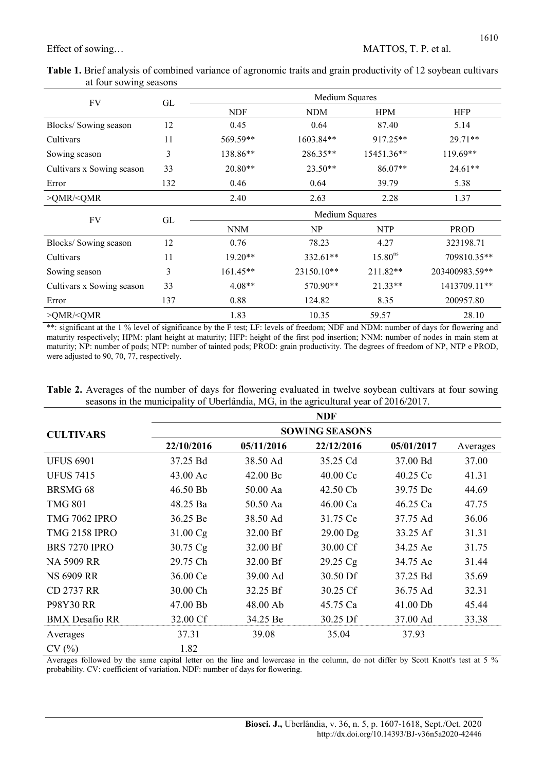**Table 1.** Brief analysis of combined variance of agronomic traits and grain productivity of 12 soybean cultivars at four sowing seasons

| FV | GL | Medium Squares | | | |
|---|---|---|---|---|---|
| | | NDF | NDM | HPM | HFP |
| Blocks/ Sowing season | 12 | 0.45 | 0.64 | 87.40 | 5.14 |
| Cultivars | 11 | 569.59** | 1603.84** | 917.25** | 29.71** |
| Sowing season | 3 | 138.86** | 286.35** | 15451.36** | 119.69** |
| Cultivars x Sowing season | 33 | 20.80** | 23.50** | 86.07** | 24.61** |
| Error | 132 | 0.46 | 0.64 | 39.79 | 5.38 |
| >QMR/<QMR | | 2.40 | 2.63 | 2.28 | 1.37 |
| FV | GL | Medium Squares | | | |
| | | NNM | NP | NTP | PROD |
| Blocks/ Sowing season | 12 | 0.76 | 78.23 | 4.27 | 323198.71 |
| Cultivars | 11 | 19.20** | 332.61** | 15.80$^{ns}$ | 709810.35** |
| Sowing season | 3 | 161.45** | 23150.10** | 211.82** | 203400983.59** |
| Cultivars x Sowing season | 33 | 4.08** | 570.90** | 21.33** | 1413709.11** |
| Error | 137 | 0.88 | 124.82 | 8.35 | 200957.80 |
| >QMR/<QMR | | 1.83 | 10.35 | 59.57 | 28.10 |

**: significant at the 1 % level of significance by the F test; LF: levels of freedom; NDF and NDM: number of days for flowering and maturity respectively; HPM: plant height at maturity; HFP: height of the first pod insertion; NNM: number of nodes in main stem at maturity; NP: number of pods; NTP: number of tainted pods; PROD: grain productivity. The degrees of freedom of NP, NTP e PROD, were adjusted to 90, 70, 77, respectively.

**Table 2.** Averages of the number of days for flowering evaluated in twelve soybean cultivars at four sowing seasons in the municipality of Uberlândia, MG, in the agricultural year of 2016/2017.

| CULTIVARS | NDF | | | | |
|---|---|---|---|---|---|
| | SOWING SEASONS | | | | |
| | 22/10/2016 | 05/11/2016 | 22/12/2016 | 05/01/2017 | Averages |
| UFUS 6901 | 37.25 Bd | 38.50 Ad | 35.25 Cd | 37.00 Bd | 37.00 |
| UFUS 7415 | 43.00 Ac | 42.00 Bc | 40.00 Cc | 40.25 Cc | 41.31 |
| BRSMG 68 | 46.50 Bb | 50.00 Aa | 42.50 Cb | 39.75 Dc | 44.69 |
| TMG 801 | 48.25 Ba | 50.50 Aa | 46.00 Ca | 46.25 Ca | 47.75 |
| TMG 7062 IPRO | 36.25 Be | 38.50 Ad | 31.75 Ce | 37.75 Ad | 36.06 |
| TMG 2158 IPRO | 31.00 Cg | 32.00 Bf | 29.00 Dg | 33.25 Af | 31.31 |
| BRS 7270 IPRO | 30.75 Cg | 32.00 Bf | 30.00 Cf | 34.25 Ae | 31.75 |
| NA 5909 RR | 29.75 Ch | 32.00 Bf | 29.25 Cg | 34.75 Ae | 31.44 |
| NS 6909 RR | 36.00 Ce | 39.00 Ad | 30.50 Df | 37.25 Bd | 35.69 |
| CD 2737 RR | 30.00 Ch | 32.25 Bf | 30.25 Cf | 36.75 Ad | 32.31 |
| P98Y30 RR | 47.00 Bb | 48.00 Ab | 45.75 Ca | 41.00 Db | 45.44 |
| BMX Desafio RR | 32.00 Cf | 34.25 Be | 30.25 Df | 37.00 Ad | 33.38 |
| Averages | 37.31 | 39.08 | 35.04 | 37.93 | |
| CV (%) | 1.82 | | | | |

Averages followed by the same capital letter on the line and lowercase in the column, do not differ by Scott Knott's test at 5 % probability. CV: coefficient of variation. NDF: number of days for flowering.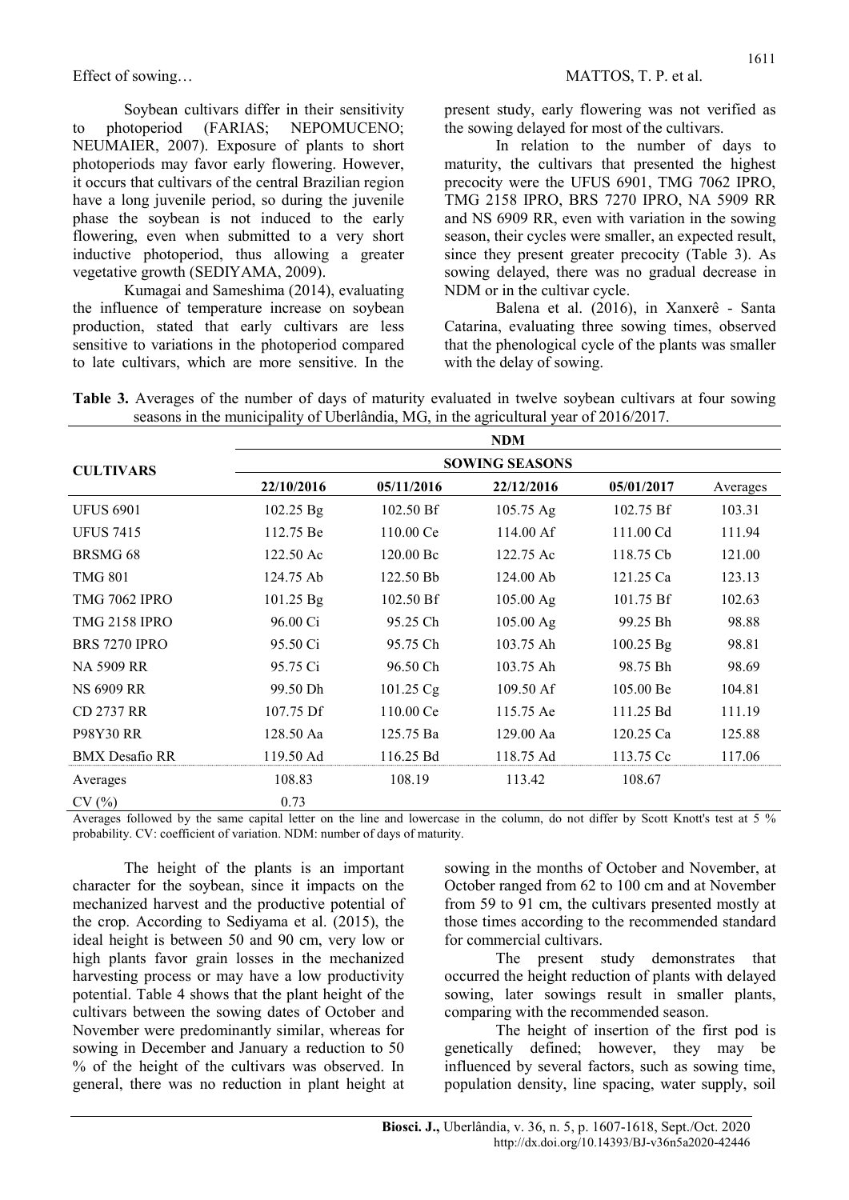Soybean cultivars differ in their sensitivity to photoperiod (FARIAS; NEPOMUCENO; NEUMAIER, 2007). Exposure of plants to short photoperiods may favor early flowering. However, it occurs that cultivars of the central Brazilian region have a long juvenile period, so during the juvenile phase the soybean is not induced to the early flowering, even when submitted to a very short inductive photoperiod, thus allowing a greater vegetative growth (SEDIYAMA, 2009).

Kumagai and Sameshima (2014), evaluating the influence of temperature increase on soybean production, stated that early cultivars are less sensitive to variations in the photoperiod compared to late cultivars, which are more sensitive. In the present study, early flowering was not verified as the sowing delayed for most of the cultivars.

In relation to the number of days to maturity, the cultivars that presented the highest precocity were the UFUS 6901, TMG 7062 IPRO, TMG 2158 IPRO, BRS 7270 IPRO, NA 5909 RR and NS 6909 RR, even with variation in the sowing season, their cycles were smaller, an expected result, since they present greater precocity (Table 3). As sowing delayed, there was no gradual decrease in NDM or in the cultivar cycle.

Balena et al. (2016), in Xanxerê - Santa Catarina, evaluating three sowing times, observed that the phenological cycle of the plants was smaller with the delay of sowing.

**Table 3.** Averages of the number of days of maturity evaluated in twelve soybean cultivars at four sowing seasons in the municipality of Uberlândia, MG, in the agricultural year of 2016/2017.

| CULTIVARS | NDM | | | | |
|---|---|---|---|---|---|
| | SOWING SEASONS | | | | |
| | 22/10/2016 | 05/11/2016 | 22/12/2016 | 05/01/2017 | Averages |
| UFUS 6901 | 102.25 Bg | 102.50 Bf | 105.75 Ag | 102.75 Bf | 103.31 |
| UFUS 7415 | 112.75 Be | 110.00 Ce | 114.00 Af | 111.00 Cd | 111.94 |
| BRSMG 68 | 122.50 Ac | 120.00 Bc | 122.75 Ac | 118.75 Cb | 121.00 |
| TMG 801 | 124.75 Ab | 122.50 Bb | 124.00 Ab | 121.25 Ca | 123.13 |
| TMG 7062 IPRO | 101.25 Bg | 102.50 Bf | 105.00 Ag | 101.75 Bf | 102.63 |
| TMG 2158 IPRO | 96.00 Ci | 95.25 Ch | 105.00 Ag | 99.25 Bh | 98.88 |
| BRS 7270 IPRO | 95.50 Ci | 95.75 Ch | 103.75 Ah | 100.25 Bg | 98.81 |
| NA 5909 RR | 95.75 Ci | 96.50 Ch | 103.75 Ah | 98.75 Bh | 98.69 |
| NS 6909 RR | 99.50 Dh | 101.25 Cg | 109.50 Af | 105.00 Be | 104.81 |
| CD 2737 RR | 107.75 Df | 110.00 Ce | 115.75 Ae | 111.25 Bd | 111.19 |
| P98Y30 RR | 128.50 Aa | 125.75 Ba | 129.00 Aa | 120.25 Ca | 125.88 |
| BMX Desafio RR | 119.50 Ad | 116.25 Bd | 118.75 Ad | 113.75 Cc | 117.06 |
| Averages | 108.83 | 108.19 | 113.42 | 108.67 | |
| CV (%) | 0.73 | | | | |

Averages followed by the same capital letter on the line and lowercase in the column, do not differ by Scott Knott's test at 5 % probability. CV: coefficient of variation. NDM: number of days of maturity.

The height of the plants is an important character for the soybean, since it impacts on the mechanized harvest and the productive potential of the crop. According to Sediyama et al. (2015), the ideal height is between 50 and 90 cm, very low or high plants favor grain losses in the mechanized harvesting process or may have a low productivity potential. Table 4 shows that the plant height of the cultivars between the sowing dates of October and November were predominantly similar, whereas for sowing in December and January a reduction to 50 % of the height of the cultivars was observed. In general, there was no reduction in plant height at sowing in the months of October and November, at October ranged from 62 to 100 cm and at November from 59 to 91 cm, the cultivars presented mostly at those times according to the recommended standard for commercial cultivars.

The present study demonstrates that occurred the height reduction of plants with delayed sowing, later sowings result in smaller plants, comparing with the recommended season.

The height of insertion of the first pod is genetically defined; however, they may be influenced by several factors, such as sowing time, population density, line spacing, water supply, soil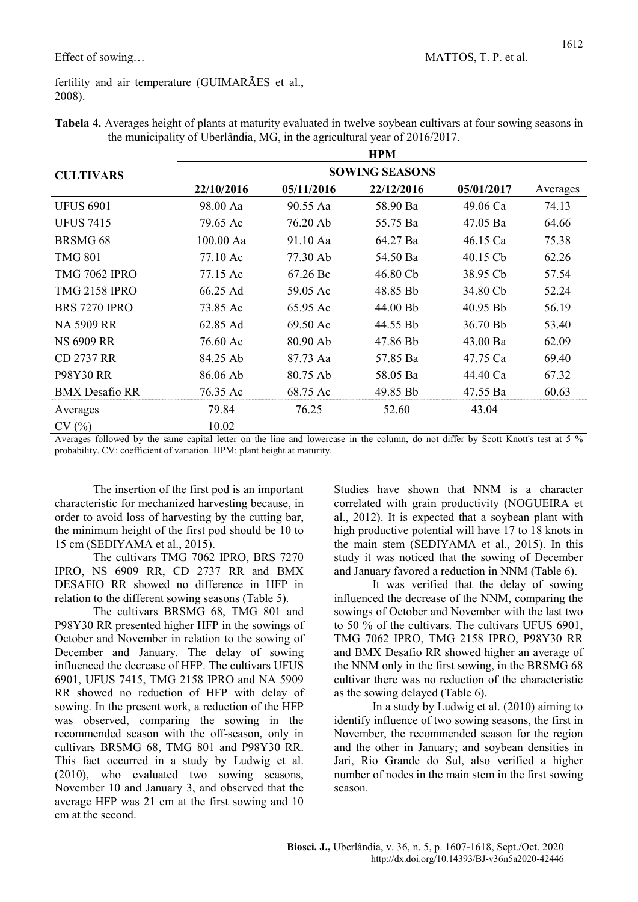fertility and air temperature (GUIMARÃES et al., 2008).

**Tabela 4.** Averages height of plants at maturity evaluated in twelve soybean cultivars at four sowing seasons in the municipality of Uberlândia, MG, in the agricultural year of 2016/2017.

| CULTIVARS | HPM | | | | |
|---|---|---|---|---|---|
| | SOWING SEASONS | | | | |
| | 22/10/2016 | 05/11/2016 | 22/12/2016 | 05/01/2017 | Averages |
| UFUS 6901 | 98.00 Aa | 90.55 Aa | 58.90 Ba | 49.06 Ca | 74.13 |
| UFUS 7415 | 79.65 Ac | 76.20 Ab | 55.75 Ba | 47.05 Ba | 64.66 |
| BRSMG 68 | 100.00 Aa | 91.10 Aa | 64.27 Ba | 46.15 Ca | 75.38 |
| TMG 801 | 77.10 Ac | 77.30 Ab | 54.50 Ba | 40.15 Cb | 62.26 |
| TMG 7062 IPRO | 77.15 Ac | 67.26 Bc | 46.80 Cb | 38.95 Cb | 57.54 |
| TMG 2158 IPRO | 66.25 Ad | 59.05 Ac | 48.85 Bb | 34.80 Cb | 52.24 |
| BRS 7270 IPRO | 73.85 Ac | 65.95 Ac | 44.00 Bb | 40.95 Bb | 56.19 |
| NA 5909 RR | 62.85 Ad | 69.50 Ac | 44.55 Bb | 36.70 Bb | 53.40 |
| NS 6909 RR | 76.60 Ac | 80.90 Ab | 47.86 Bb | 43.00 Ba | 62.09 |
| CD 2737 RR | 84.25 Ab | 87.73 Aa | 57.85 Ba | 47.75 Ca | 69.40 |
| P98Y30 RR | 86.06 Ab | 80.75 Ab | 58.05 Ba | 44.40 Ca | 67.32 |
| BMX Desafio RR | 76.35 Ac | 68.75 Ac | 49.85 Bb | 47.55 Ba | 60.63 |
| Averages | 79.84 | 76.25 | 52.60 | 43.04 | |
| CV (%) | 10.02 | | | | |

Averages followed by the same capital letter on the line and lowercase in the column, do not differ by Scott Knott's test at 5 % probability. CV: coefficient of variation. HPM: plant height at maturity.

The insertion of the first pod is an important characteristic for mechanized harvesting because, in order to avoid loss of harvesting by the cutting bar, the minimum height of the first pod should be 10 to 15 cm (SEDIYAMA et al., 2015).

The cultivars TMG 7062 IPRO, BRS 7270 IPRO, NS 6909 RR, CD 2737 RR and BMX DESAFIO RR showed no difference in HFP in relation to the different sowing seasons (Table 5).

The cultivars BRSMG 68, TMG 801 and P98Y30 RR presented higher HFP in the sowings of October and November in relation to the sowing of December and January. The delay of sowing influenced the decrease of HFP. The cultivars UFUS 6901, UFUS 7415, TMG 2158 IPRO and NA 5909 RR showed no reduction of HFP with delay of sowing. In the present work, a reduction of the HFP was observed, comparing the sowing in the recommended season with the off-season, only in cultivars BRSMG 68, TMG 801 and P98Y30 RR. This fact occurred in a study by Ludwig et al. (2010), who evaluated two sowing seasons, November 10 and January 3, and observed that the average HFP was 21 cm at the first sowing and 10 cm at the second.

Studies have shown that NNM is a character correlated with grain productivity (NOGUEIRA et al., 2012). It is expected that a soybean plant with high productive potential will have 17 to 18 knots in the main stem (SEDIYAMA et al., 2015). In this study it was noticed that the sowing of December and January favored a reduction in NNM (Table 6).

It was verified that the delay of sowing influenced the decrease of the NNM, comparing the sowings of October and November with the last two to 50 % of the cultivars. The cultivars UFUS 6901, TMG 7062 IPRO, TMG 2158 IPRO, P98Y30 RR and BMX Desafio RR showed higher an average of the NNM only in the first sowing, in the BRSMG 68 cultivar there was no reduction of the characteristic as the sowing delayed (Table 6).

In a study by Ludwig et al. (2010) aiming to identify influence of two sowing seasons, the first in November, the recommended season for the region and the other in January; and soybean densities in Jari, Rio Grande do Sul, also verified a higher number of nodes in the main stem in the first sowing season.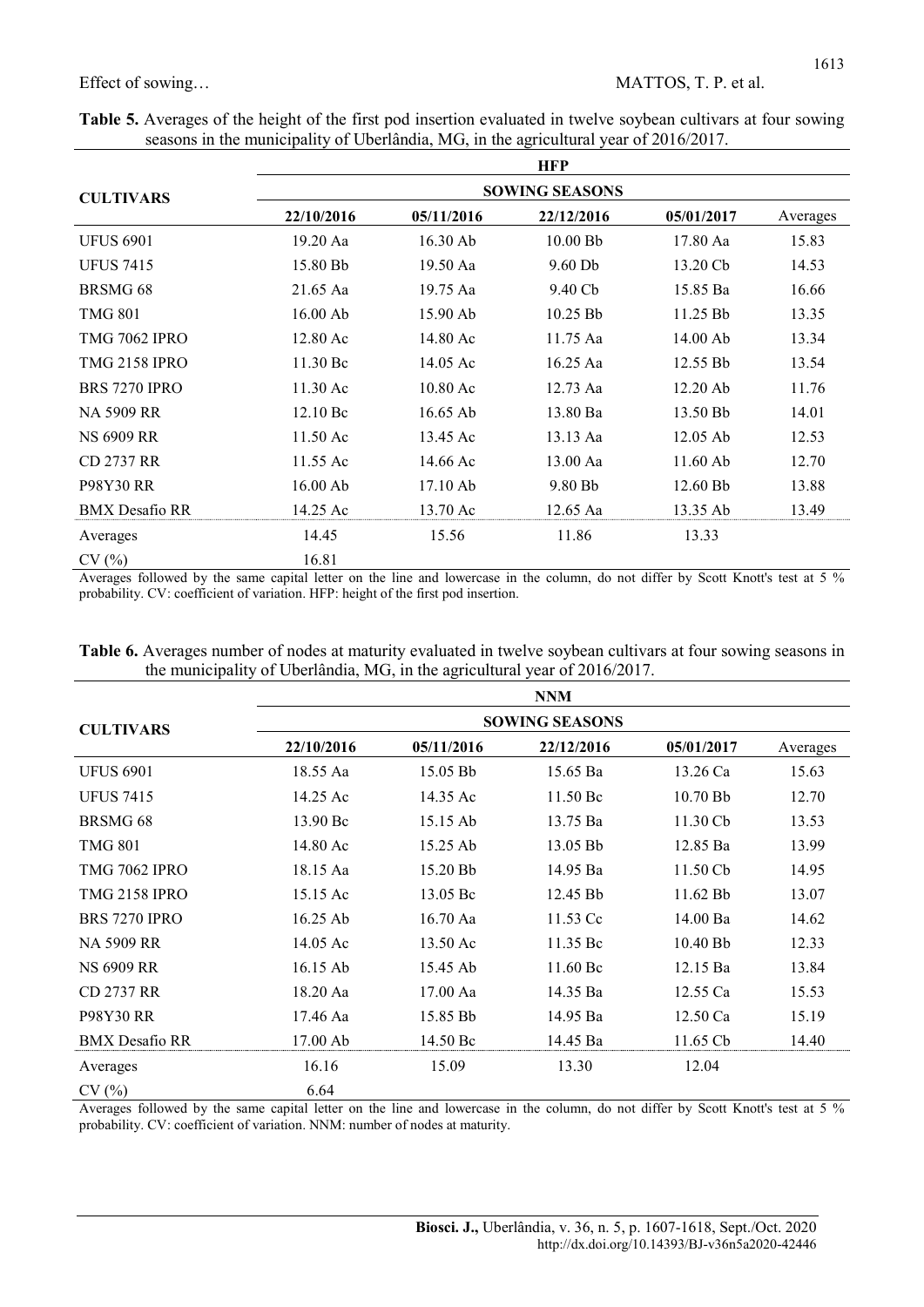**Table 5.** Averages of the height of the first pod insertion evaluated in twelve soybean cultivars at four sowing seasons in the municipality of Uberlândia, MG, in the agricultural year of 2016/2017.

| CULTIVARS | HFP | | | | |
|---|---|---|---|---|---|
| | SOWING SEASONS | | | | |
| | 22/10/2016 | 05/11/2016 | 22/12/2016 | 05/01/2017 | Averages |
| UFUS 6901 | 19.20 Aa | 16.30 Ab | 10.00 Bb | 17.80 Aa | 15.83 |
| UFUS 7415 | 15.80 Bb | 19.50 Aa | 9.60 Db | 13.20 Cb | 14.53 |
| BRSMG 68 | 21.65 Aa | 19.75 Aa | 9.40 Cb | 15.85 Ba | 16.66 |
| TMG 801 | 16.00 Ab | 15.90 Ab | 10.25 Bb | 11.25 Bb | 13.35 |
| TMG 7062 IPRO | 12.80 Ac | 14.80 Ac | 11.75 Aa | 14.00 Ab | 13.34 |
| TMG 2158 IPRO | 11.30 Bc | 14.05 Ac | 16.25 Aa | 12.55 Bb | 13.54 |
| BRS 7270 IPRO | 11.30 Ac | 10.80 Ac | 12.73 Aa | 12.20 Ab | 11.76 |
| NA 5909 RR | 12.10 Bc | 16.65 Ab | 13.80 Ba | 13.50 Bb | 14.01 |
| NS 6909 RR | 11.50 Ac | 13.45 Ac | 13.13 Aa | 12.05 Ab | 12.53 |
| CD 2737 RR | 11.55 Ac | 14.66 Ac | 13.00 Aa | 11.60 Ab | 12.70 |
| P98Y30 RR | 16.00 Ab | 17.10 Ab | 9.80 Bb | 12.60 Bb | 13.88 |
| BMX Desafio RR | 14.25 Ac | 13.70 Ac | 12.65 Aa | 13.35 Ab | 13.49 |
| Averages | 14.45 | 15.56 | 11.86 | 13.33 | |
| CV (%) | 16.81 | | | | |

Averages followed by the same capital letter on the line and lowercase in the column, do not differ by Scott Knott's test at 5 % probability. CV: coefficient of variation. HFP: height of the first pod insertion.

**Table 6.** Averages number of nodes at maturity evaluated in twelve soybean cultivars at four sowing seasons in the municipality of Uberlândia, MG, in the agricultural year of 2016/2017.

| CULTIVARS | NNM | | | | |
|---|---|---|---|---|---|
| | SOWING SEASONS | | | | |
| | 22/10/2016 | 05/11/2016 | 22/12/2016 | 05/01/2017 | Averages |
| UFUS 6901 | 18.55 Aa | 15.05 Bb | 15.65 Ba | 13.26 Ca | 15.63 |
| UFUS 7415 | 14.25 Ac | 14.35 Ac | 11.50 Bc | 10.70 Bb | 12.70 |
| BRSMG 68 | 13.90 Bc | 15.15 Ab | 13.75 Ba | 11.30 Cb | 13.53 |
| TMG 801 | 14.80 Ac | 15.25 Ab | 13.05 Bb | 12.85 Ba | 13.99 |
| TMG 7062 IPRO | 18.15 Aa | 15.20 Bb | 14.95 Ba | 11.50 Cb | 14.95 |
| TMG 2158 IPRO | 15.15 Ac | 13.05 Bc | 12.45 Bb | 11.62 Bb | 13.07 |
| BRS 7270 IPRO | 16.25 Ab | 16.70 Aa | 11.53 Cc | 14.00 Ba | 14.62 |
| NA 5909 RR | 14.05 Ac | 13.50 Ac | 11.35 Bc | 10.40 Bb | 12.33 |
| NS 6909 RR | 16.15 Ab | 15.45 Ab | 11.60 Bc | 12.15 Ba | 13.84 |
| CD 2737 RR | 18.20 Aa | 17.00 Aa | 14.35 Ba | 12.55 Ca | 15.53 |
| P98Y30 RR | 17.46 Aa | 15.85 Bb | 14.95 Ba | 12.50 Ca | 15.19 |
| BMX Desafio RR | 17.00 Ab | 14.50 Bc | 14.45 Ba | 11.65 Cb | 14.40 |
| Averages | 16.16 | 15.09 | 13.30 | 12.04 | |
| CV (%) | 6.64 | | | | |

Averages followed by the same capital letter on the line and lowercase in the column, do not differ by Scott Knott's test at 5 % probability. CV: coefficient of variation. NNM: number of nodes at maturity.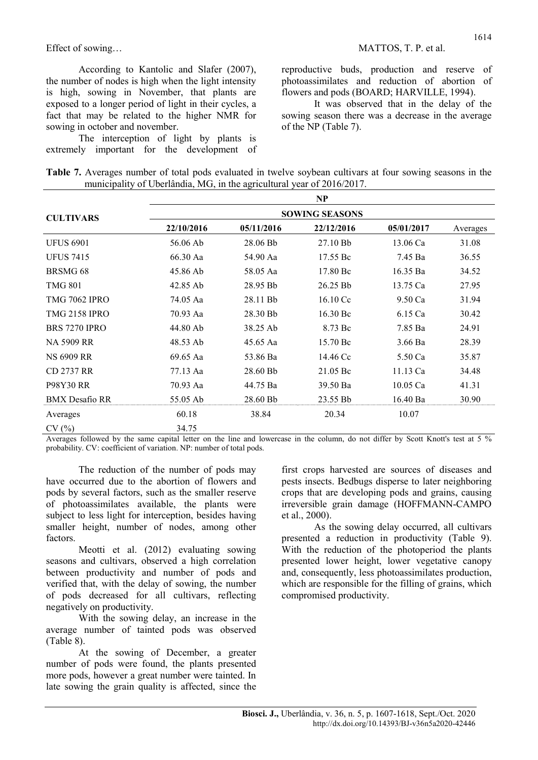According to Kantolic and Slafer (2007), the number of nodes is high when the light intensity is high, sowing in November, that plants are exposed to a longer period of light in their cycles, a fact that may be related to the higher NMR for sowing in october and november.

The interception of light by plants is extremely important for the development of reproductive buds, production and reserve of photoassimilates and reduction of abortion of flowers and pods (BOARD; HARVILLE, 1994).

It was observed that in the delay of the sowing season there was a decrease in the average of the NP (Table 7).

**Table 7.** Averages number of total pods evaluated in twelve soybean cultivars at four sowing seasons in the municipality of Uberlândia, MG, in the agricultural year of 2016/2017.

| CULTIVARS | NP | | | | |
|---|---|---|---|---|---|
| | SOWING SEASONS | | | | |
| | 22/10/2016 | 05/11/2016 | 22/12/2016 | 05/01/2017 | Averages |
| UFUS 6901 | 56.06 Ab | 28.06 Bb | 27.10 Bb | 13.06 Ca | 31.08 |
| UFUS 7415 | 66.30 Aa | 54.90 Aa | 17.55 Bc | 7.45 Ba | 36.55 |
| BRSMG 68 | 45.86 Ab | 58.05 Aa | 17.80 Bc | 16.35 Ba | 34.52 |
| TMG 801 | 42.85 Ab | 28.95 Bb | 26.25 Bb | 13.75 Ca | 27.95 |
| TMG 7062 IPRO | 74.05 Aa | 28.11 Bb | 16.10 Cc | 9.50 Ca | 31.94 |
| TMG 2158 IPRO | 70.93 Aa | 28.30 Bb | 16.30 Bc | 6.15 Ca | 30.42 |
| BRS 7270 IPRO | 44.80 Ab | 38.25 Ab | 8.73 Bc | 7.85 Ba | 24.91 |
| NA 5909 RR | 48.53 Ab | 45.65 Aa | 15.70 Bc | 3.66 Ba | 28.39 |
| NS 6909 RR | 69.65 Aa | 53.86 Ba | 14.46 Cc | 5.50 Ca | 35.87 |
| CD 2737 RR | 77.13 Aa | 28.60 Bb | 21.05 Bc | 11.13 Ca | 34.48 |
| P98Y30 RR | 70.93 Aa | 44.75 Ba | 39.50 Ba | 10.05 Ca | 41.31 |
| BMX Desafio RR | 55.05 Ab | 28.60 Bb | 23.55 Bb | 16.40 Ba | 30.90 |
| Averages | 60.18 | 38.84 | 20.34 | 10.07 | |
| CV (%) | 34.75 | | | | |

Averages followed by the same capital letter on the line and lowercase in the column, do not differ by Scott Knott's test at 5 % probability. CV: coefficient of variation. NP: number of total pods.

The reduction of the number of pods may have occurred due to the abortion of flowers and pods by several factors, such as the smaller reserve of photoassimilates available, the plants were subject to less light for interception, besides having smaller height, number of nodes, among other factors.

Meotti et al. (2012) evaluating sowing seasons and cultivars, observed a high correlation between productivity and number of pods and verified that, with the delay of sowing, the number of pods decreased for all cultivars, reflecting negatively on productivity.

With the sowing delay, an increase in the average number of tainted pods was observed (Table 8).

At the sowing of December, a greater number of pods were found, the plants presented more pods, however a great number were tainted. In late sowing the grain quality is affected, since the first crops harvested are sources of diseases and pests insects. Bedbugs disperse to later neighboring crops that are developing pods and grains, causing irreversible grain damage (HOFFMANN-CAMPO et al., 2000).

As the sowing delay occurred, all cultivars presented a reduction in productivity (Table 9). With the reduction of the photoperiod the plants presented lower height, lower vegetative canopy and, consequently, less photoassimilates production, which are responsible for the filling of grains, which compromised productivity.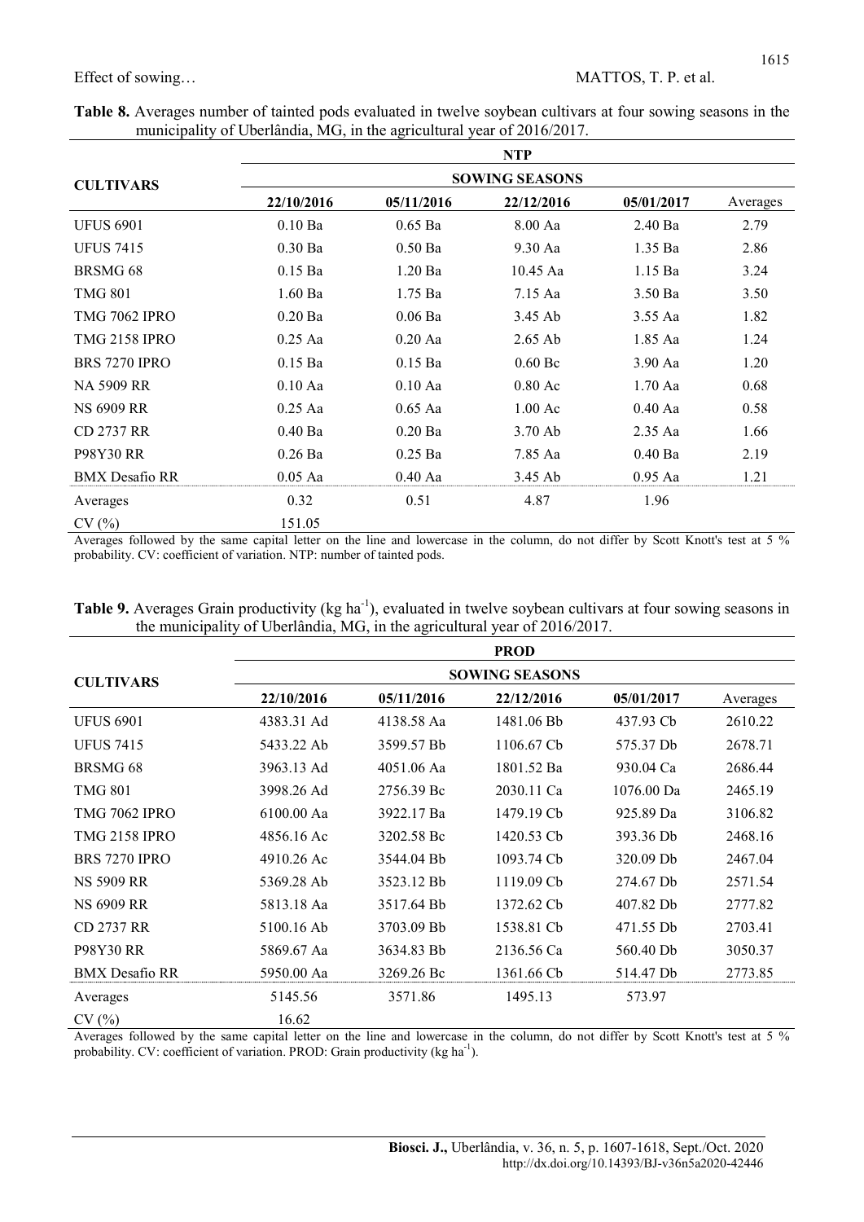**Table 8.** Averages number of tainted pods evaluated in twelve soybean cultivars at four sowing seasons in the municipality of Uberlândia, MG, in the agricultural year of 2016/2017.

| CULTIVARS | NTP | | | | |
|---|---|---|---|---|---|
| | SOWING SEASONS | | | | |
| | 22/10/2016 | 05/11/2016 | 22/12/2016 | 05/01/2017 | Averages |
| UFUS 6901 | 0.10 Ba | 0.65 Ba | 8.00 Aa | 2.40 Ba | 2.79 |
| UFUS 7415 | 0.30 Ba | 0.50 Ba | 9.30 Aa | 1.35 Ba | 2.86 |
| BRSMG 68 | 0.15 Ba | 1.20 Ba | 10.45 Aa | 1.15 Ba | 3.24 |
| TMG 801 | 1.60 Ba | 1.75 Ba | 7.15 Aa | 3.50 Ba | 3.50 |
| TMG 7062 IPRO | 0.20 Ba | 0.06 Ba | 3.45 Ab | 3.55 Aa | 1.82 |
| TMG 2158 IPRO | 0.25 Aa | 0.20 Aa | 2.65 Ab | 1.85 Aa | 1.24 |
| BRS 7270 IPRO | 0.15 Ba | 0.15 Ba | 0.60 Bc | 3.90 Aa | 1.20 |
| NA 5909 RR | 0.10 Aa | 0.10 Aa | 0.80 Ac | 1.70 Aa | 0.68 |
| NS 6909 RR | 0.25 Aa | 0.65 Aa | 1.00 Ac | 0.40 Aa | 0.58 |
| CD 2737 RR | 0.40 Ba | 0.20 Ba | 3.70 Ab | 2.35 Aa | 1.66 |
| P98Y30 RR | 0.26 Ba | 0.25 Ba | 7.85 Aa | 0.40 Ba | 2.19 |
| BMX Desafio RR | 0.05 Aa | 0.40 Aa | 3.45 Ab | 0.95 Aa | 1.21 |
| Averages | 0.32 | 0.51 | 4.87 | 1.96 | |
| CV (%) | 151.05 | | | | |

Averages followed by the same capital letter on the line and lowercase in the column, do not differ by Scott Knott's test at 5 % probability. CV: coefficient of variation. NTP: number of tainted pods.

**Table 9.** Averages Grain productivity (kg ha$^{-1}$), evaluated in twelve soybean cultivars at four sowing seasons in the municipality of Uberlândia, MG, in the agricultural year of 2016/2017.

| CULTIVARS | PROD | | | | |
|---|---|---|---|---|---|
| | SOWING SEASONS | | | | |
| | 22/10/2016 | 05/11/2016 | 22/12/2016 | 05/01/2017 | Averages |
| UFUS 6901 | 4383.31 Ad | 4138.58 Aa | 1481.06 Bb | 437.93 Cb | 2610.22 |
| UFUS 7415 | 5433.22 Ab | 3599.57 Bb | 1106.67 Cb | 575.37 Db | 2678.71 |
| BRSMG 68 | 3963.13 Ad | 4051.06 Aa | 1801.52 Ba | 930.04 Ca | 2686.44 |
| TMG 801 | 3998.26 Ad | 2756.39 Bc | 2030.11 Ca | 1076.00 Da | 2465.19 |
| TMG 7062 IPRO | 6100.00 Aa | 3922.17 Ba | 1479.19 Cb | 925.89 Da | 3106.82 |
| TMG 2158 IPRO | 4856.16 Ac | 3202.58 Bc | 1420.53 Cb | 393.36 Db | 2468.16 |
| BRS 7270 IPRO | 4910.26 Ac | 3544.04 Bb | 1093.74 Cb | 320.09 Db | 2467.04 |
| NS 5909 RR | 5369.28 Ab | 3523.12 Bb | 1119.09 Cb | 274.67 Db | 2571.54 |
| NS 6909 RR | 5813.18 Aa | 3517.64 Bb | 1372.62 Cb | 407.82 Db | 2777.82 |
| CD 2737 RR | 5100.16 Ab | 3703.09 Bb | 1538.81 Cb | 471.55 Db | 2703.41 |
| P98Y30 RR | 5869.67 Aa | 3634.83 Bb | 2136.56 Ca | 560.40 Db | 3050.37 |
| BMX Desafio RR | 5950.00 Aa | 3269.26 Bc | 1361.66 Cb | 514.47 Db | 2773.85 |
| Averages | 5145.56 | 3571.86 | 1495.13 | 573.97 | |
| CV (%) | 16.62 | | | | |

Averages followed by the same capital letter on the line and lowercase in the column, do not differ by Scott Knott's test at 5 % probability. CV: coefficient of variation. PROD: Grain productivity (kg ha$^{-1}$).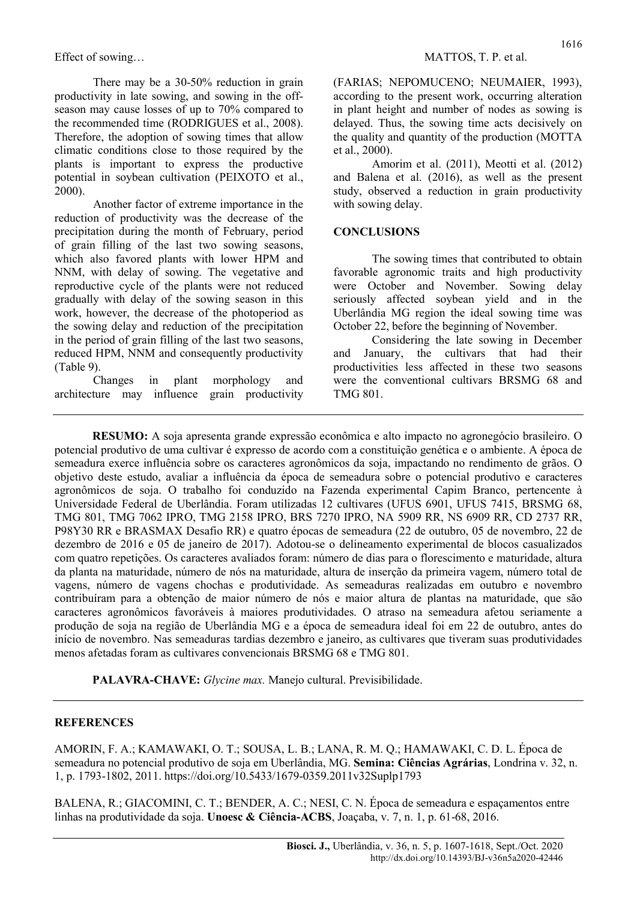There may be a 30-50% reduction in grain productivity in late sowing, and sowing in the off-season may cause losses of up to 70% compared to the recommended time (RODRIGUES et al., 2008). Therefore, the adoption of sowing times that allow climatic conditions close to those required by the plants is important to express the productive potential in soybean cultivation (PEIXOTO et al., 2000).

Another factor of extreme importance in the reduction of productivity was the decrease of the precipitation during the month of February, period of grain filling of the last two sowing seasons, which also favored plants with lower HPM and NNM, with delay of sowing. The vegetative and reproductive cycle of the plants were not reduced gradually with delay of the sowing season in this work, however, the decrease of the photoperiod as the sowing delay and reduction of the precipitation in the period of grain filling of the last two seasons, reduced HPM, NNM and consequently productivity (Table 9).

Changes in plant morphology and architecture may influence grain productivity (FARIAS; NEPOMUCENO; NEUMAIER, 1993), according to the present work, occurring alteration in plant height and number of nodes as sowing is delayed. Thus, the sowing time acts decisively on the quality and quantity of the production (MOTTA et al., 2000).

Amorim et al. (2011), Meotti et al. (2012) and Balena et al. (2016), as well as the present study, observed a reduction in grain productivity with sowing delay.

## CONCLUSIONS

The sowing times that contributed to obtain favorable agronomic traits and high productivity were October and November. Sowing delay seriously affected soybean yield and in the Uberlândia MG region the ideal sowing time was October 22, before the beginning of November.

Considering the late sowing in December and January, the cultivars that had their productivities less affected in these two seasons were the conventional cultivars BRSMG 68 and TMG 801.

---

**RESUMO:** A soja apresenta grande expressão econômica e alto impacto no agronegócio brasileiro. O potencial produtivo de uma cultivar é expresso de acordo com a constituição genética e o ambiente. A época de semeadura exerce influência sobre os caracteres agronômicos da soja, impactando no rendimento de grãos. O objetivo deste estudo, avaliar a influência da época de semeadura sobre o potencial produtivo e caracteres agronômicos de soja. O trabalho foi conduzido na Fazenda experimental Capim Branco, pertencente à Universidade Federal de Uberlândia. Foram utilizadas 12 cultivares (UFUS 6901, UFUS 7415, BRSMG 68, TMG 801, TMG 7062 IPRO, TMG 2158 IPRO, BRS 7270 IPRO, NA 5909 RR, NS 6909 RR, CD 2737 RR, P98Y30 RR e BRASMAX Desafio RR) e quatro épocas de semeadura (22 de outubro, 05 de novembro, 22 de dezembro de 2016 e 05 de janeiro de 2017). Adotou-se o delineamento experimental de blocos casualizados com quatro repetições. Os caracteres avaliados foram: número de dias para o florescimento e maturidade, altura da planta na maturidade, número de nós na maturidade, altura de inserção da primeira vagem, número total de vagens, número de vagens chochas e produtividade. As semeaduras realizadas em outubro e novembro contribuíram para a obtenção de maior número de nós e maior altura de plantas na maturidade, que são caracteres agronômicos favoráveis à maiores produtividades. O atraso na semeadura afetou seriamente a produção de soja na região de Uberlândia MG e a época de semeadura ideal foi em 22 de outubro, antes do início de novembro. Nas semeaduras tardias dezembro e janeiro, as cultivares que tiveram suas produtividades menos afetadas foram as cultivares convencionais BRSMG 68 e TMG 801.

**PALAVRA-CHAVE:** *Glycine max.* Manejo cultural. Previsibilidade.

---

## REFERENCES

AMORIN, F. A.; KAMAWAKI, O. T.; SOUSA, L. B.; LANA, R. M. Q.; HAMAWAKI, C. D. L. Época de semeadura no potencial produtivo de soja em Uberlândia, MG. **Semina: Ciências Agrárias**, Londrina v. 32, n. 1, p. 1793-1802, 2011. https://doi.org/10.5433/1679-0359.2011v32Suplp1793

BALENA, R.; GIACOMINI, C. T.; BENDER, A. C.; NESI, C. N. Época de semeadura e espaçamentos entre linhas na produtividade da soja. **Unoesc & Ciência-ACBS**, Joaçaba, v. 7, n. 1, p. 61-68, 2016.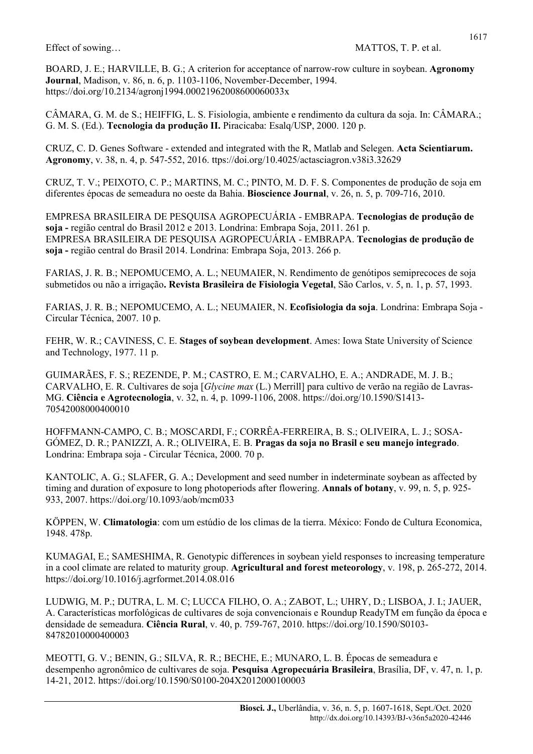BOARD, J. E.; HARVILLE, B. G.; A criterion for acceptance of narrow-row culture in soybean. **Agronomy Journal**, Madison, v. 86, n. 6, p. 1103-1106, November-December, 1994. https://doi.org/10.2134/agronj1994.00021962008600060033x

CÂMARA, G. M. de S.; HEIFFIG, L. S. Fisiologia, ambiente e rendimento da cultura da soja. In: CÂMARA.; G. M. S. (Ed.). **Tecnologia da produção II.** Piracicaba: Esalq/USP, 2000. 120 p.

CRUZ, C. D. Genes Software - extended and integrated with the R, Matlab and Selegen. **Acta Scientiarum. Agronomy**, v. 38, n. 4, p. 547-552, 2016. ttps://doi.org/10.4025/actasciagron.v38i3.32629

CRUZ, T. V.; PEIXOTO, C. P.; MARTINS, M. C.; PINTO, M. D. F. S. Componentes de produção de soja em diferentes épocas de semeadura no oeste da Bahia. **Bioscience Journal**, v. 26, n. 5, p. 709-716, 2010.

EMPRESA BRASILEIRA DE PESQUISA AGROPECUÁRIA - EMBRAPA. **Tecnologias de produção de soja -** região central do Brasil 2012 e 2013. Londrina: Embrapa Soja, 2011. 261 p.
EMPRESA BRASILEIRA DE PESQUISA AGROPECUÁRIA - EMBRAPA. **Tecnologias de produção de soja -** região central do Brasil 2014. Londrina: Embrapa Soja, 2013. 266 p.

FARIAS, J. R. B.; NEPOMUCEMO, A. L.; NEUMAIER, N. Rendimento de genótipos semiprecoces de soja submetidos ou não a irrigação**. Revista Brasileira de Fisiologia Vegetal**, São Carlos, v. 5, n. 1, p. 57, 1993.

FARIAS, J. R. B.; NEPOMUCEMO, A. L.; NEUMAIER, N. **Ecofisiologia da soja**. Londrina: Embrapa Soja - Circular Técnica, 2007. 10 p.

FEHR, W. R.; CAVINESS, C. E. **Stages of soybean development**. Ames: Iowa State University of Science and Technology, 1977. 11 p.

GUIMARÃES, F. S.; REZENDE, P. M.; CASTRO, E. M.; CARVALHO, E. A.; ANDRADE, M. J. B.; CARVALHO, E. R. Cultivares de soja [*Glycine max* (L.) Merrill] para cultivo de verão na região de Lavras-MG. **Ciência e Agrotecnologia**, v. 32, n. 4, p. 1099-1106, 2008. https://doi.org/10.1590/S1413-70542008000400010

HOFFMANN-CAMPO, C. B.; MOSCARDI, F.; CORRÊA-FERREIRA, B. S.; OLIVEIRA, L. J.; SOSA-GÓMEZ, D. R.; PANIZZI, A. R.; OLIVEIRA, E. B. **Pragas da soja no Brasil e seu manejo integrado**. Londrina: Embrapa soja - Circular Técnica, 2000. 70 p.

KANTOLIC, A. G.; SLAFER, G. A.; Development and seed number in indeterminate soybean as affected by timing and duration of exposure to long photoperiods after flowering. **Annals of botany**, v. 99, n. 5, p. 925-933, 2007. https://doi.org/10.1093/aob/mcm033

KÖPPEN, W. **Climatologia**: com um estúdio de los climas de la tierra. México: Fondo de Cultura Economica, 1948. 478p.

KUMAGAI, E.; SAMESHIMA, R. Genotypic differences in soybean yield responses to increasing temperature in a cool climate are related to maturity group. **Agricultural and forest meteorology**, v. 198, p. 265-272, 2014. https://doi.org/10.1016/j.agrformet.2014.08.016

LUDWIG, M. P.; DUTRA, L. M. C; LUCCA FILHO, O. A.; ZABOT, L.; UHRY, D.; LISBOA, J. I.; JAUER, A. Características morfológicas de cultivares de soja convencionais e Roundup ReadyTM em função da época e densidade de semeadura. **Ciência Rural**, v. 40, p. 759-767, 2010. https://doi.org/10.1590/S0103-84782010000400003

MEOTTI, G. V.; BENIN, G.; SILVA, R. R.; BECHE, E.; MUNARO, L. B. Épocas de semeadura e desempenho agronômico de cultivares de soja. **Pesquisa Agropecuária Brasileira**, Brasília, DF, v. 47, n. 1, p. 14-21, 2012. https://doi.org/10.1590/S0100-204X2012000100003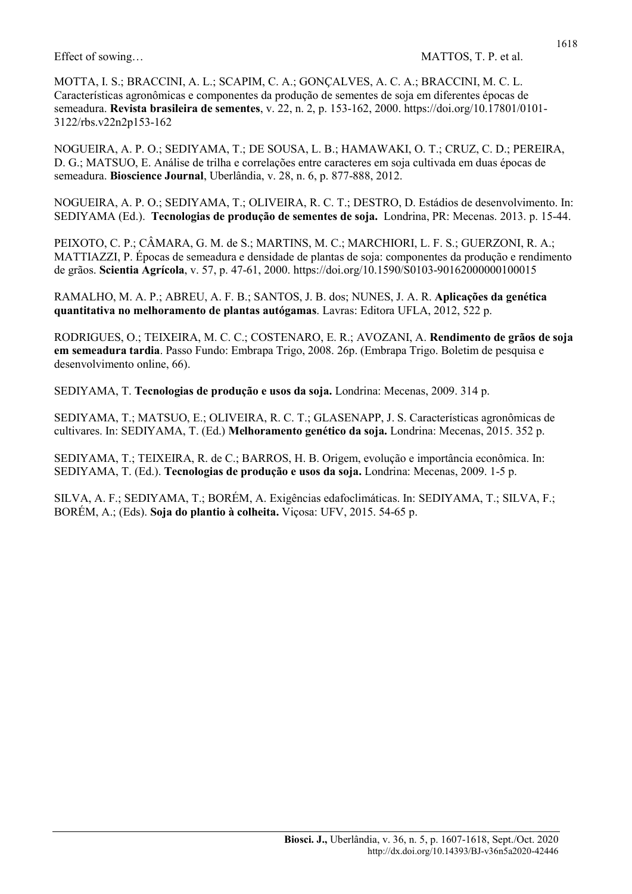MOTTA, I. S.; BRACCINI, A. L.; SCAPIM, C. A.; GONÇALVES, A. C. A.; BRACCINI, M. C. L. Características agronômicas e componentes da produção de sementes de soja em diferentes épocas de semeadura. **Revista brasileira de sementes**, v. 22, n. 2, p. 153-162, 2000. https://doi.org/10.17801/0101-3122/rbs.v22n2p153-162

NOGUEIRA, A. P. O.; SEDIYAMA, T.; DE SOUSA, L. B.; HAMAWAKI, O. T.; CRUZ, C. D.; PEREIRA, D. G.; MATSUO, E. Análise de trilha e correlações entre caracteres em soja cultivada em duas épocas de semeadura. **Bioscience Journal**, Uberlândia, v. 28, n. 6, p. 877-888, 2012.

NOGUEIRA, A. P. O.; SEDIYAMA, T.; OLIVEIRA, R. C. T.; DESTRO, D. Estádios de desenvolvimento. In: SEDIYAMA (Ed.). **Tecnologias de produção de sementes de soja.** Londrina, PR: Mecenas. 2013. p. 15-44.

PEIXOTO, C. P.; CÂMARA, G. M. de S.; MARTINS, M. C.; MARCHIORI, L. F. S.; GUERZONI, R. A.; MATTIAZZI, P. Épocas de semeadura e densidade de plantas de soja: componentes da produção e rendimento de grãos. **Scientia Agrícola**, v. 57, p. 47-61, 2000. https://doi.org/10.1590/S0103-90162000000100015

RAMALHO, M. A. P.; ABREU, A. F. B.; SANTOS, J. B. dos; NUNES, J. A. R. **Aplicações da genética quantitativa no melhoramento de plantas autógamas**. Lavras: Editora UFLA, 2012, 522 p.

RODRIGUES, O.; TEIXEIRA, M. C. C.; COSTENARO, E. R.; AVOZANI, A. **Rendimento de grãos de soja em semeadura tardia**. Passo Fundo: Embrapa Trigo, 2008. 26p. (Embrapa Trigo. Boletim de pesquisa e desenvolvimento online, 66).

SEDIYAMA, T. **Tecnologias de produção e usos da soja.** Londrina: Mecenas, 2009. 314 p.

SEDIYAMA, T.; MATSUO, E.; OLIVEIRA, R. C. T.; GLASENAPP, J. S. Características agronômicas de cultivares. In: SEDIYAMA, T. (Ed.) **Melhoramento genético da soja.** Londrina: Mecenas, 2015. 352 p.

SEDIYAMA, T.; TEIXEIRA, R. de C.; BARROS, H. B. Origem, evolução e importância econômica. In: SEDIYAMA, T. (Ed.). **Tecnologias de produção e usos da soja.** Londrina: Mecenas, 2009. 1-5 p.

SILVA, A. F.; SEDIYAMA, T.; BORÉM, A. Exigências edafoclimáticas. In: SEDIYAMA, T.; SILVA, F.; BORÉM, A.; (Eds). **Soja do plantio à colheita.** Viçosa: UFV, 2015. 54-65 p.